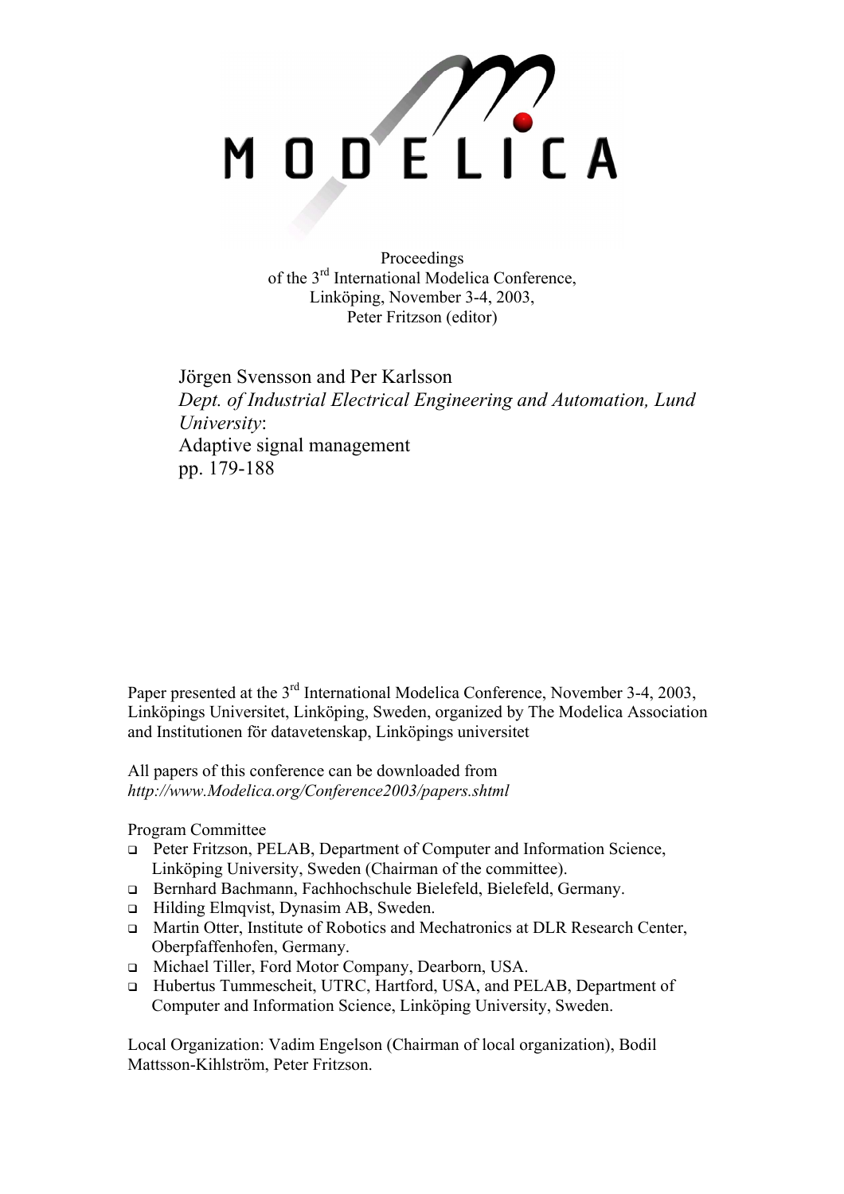MODELICA

Proceedings
of the 3rd International Modelica Conference,
Linköping, November 3-4, 2003,
Peter Fritzson (editor)

Jörgen Svensson and Per Karlsson
*Dept. of Industrial Electrical Engineering and Automation, Lund University*:
Adaptive signal management
pp. 179-188

Paper presented at the 3rd International Modelica Conference, November 3-4, 2003, Linköpings Universitet, Linköping, Sweden, organized by The Modelica Association and Institutionen för datavetenskap, Linköpings universitet

All papers of this conference can be downloaded from
*http://www.Modelica.org/Conference2003/papers.shtml*

Program Committee

- Peter Fritzson, PELAB, Department of Computer and Information Science, Linköping University, Sweden (Chairman of the committee).
- Bernhard Bachmann, Fachhochschule Bielefeld, Bielefeld, Germany.
- Hilding Elmqvist, Dynasim AB, Sweden.
- Martin Otter, Institute of Robotics and Mechatronics at DLR Research Center, Oberpfaffenhofen, Germany.
- Michael Tiller, Ford Motor Company, Dearborn, USA.
- Hubertus Tummescheit, UTRC, Hartford, USA, and PELAB, Department of Computer and Information Science, Linköping University, Sweden.

Local Organization: Vadim Engelson (Chairman of local organization), Bodil Mattsson-Kihlström, Peter Fritzson.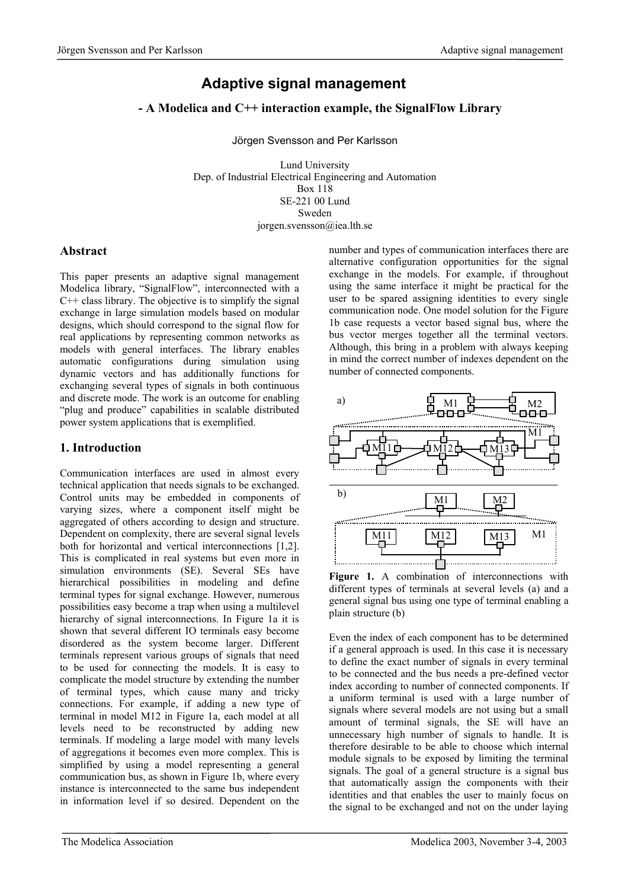# Adaptive signal management

## - A Modelica and C++ interaction example, the SignalFlow Library

Jörgen Svensson and Per Karlsson

Lund University
Dep. of Industrial Electrical Engineering and Automation
Box 118
SE-221 00 Lund
Sweden
jorgen.svensson@iea.lth.se

## Abstract

This paper presents an adaptive signal management Modelica library, "SignalFlow", interconnected with a C++ class library. The objective is to simplify the signal exchange in large simulation models based on modular designs, which should correspond to the signal flow for real applications by representing common networks as models with general interfaces. The library enables automatic configurations during simulation using dynamic vectors and has additionally functions for exchanging several types of signals in both continuous and discrete mode. The work is an outcome for enabling "plug and produce" capabilities in scalable distributed power system applications that is exemplified.

## 1. Introduction

Communication interfaces are used in almost every technical application that needs signals to be exchanged. Control units may be embedded in components of varying sizes, where a component itself might be aggregated of others according to design and structure. Dependent on complexity, there are several signal levels both for horizontal and vertical interconnections [1,2]. This is complicated in real systems but even more in simulation environments (SE). Several SEs have hierarchical possibilities in modeling and define terminal types for signal exchange. However, numerous possibilities easy become a trap when using a multilevel hierarchy of signal interconnections. In Figure 1a it is shown that several different IO terminals easy become disordered as the system become larger. Different terminals represent various groups of signals that need to be used for connecting the models. It is easy to complicate the model structure by extending the number of terminal types, which cause many and tricky connections. For example, if adding a new type of terminal in model M12 in Figure 1a, each model at all levels need to be reconstructed by adding new terminals. If modeling a large model with many levels of aggregations it becomes even more complex. This is simplified by using a model representing a general communication bus, as shown in Figure 1b, where every instance is interconnected to the same bus independent in information level if so desired. Dependent on the number and types of communication interfaces there are alternative configuration opportunities for the signal exchange in the models. For example, if throughout using the same interface it might be practical for the user to be spared assigning identities to every single communication node. One model solution for the Figure 1b case requests a vector based signal bus, where the bus vector merges together all the terminal vectors. Although, this bring in a problem with always keeping in mind the correct number of indexes dependent on the number of connected components.

**Figure 1.** A combination of interconnections with different types of terminals at several levels (a) and a general signal bus using one type of terminal enabling a plain structure (b)

Even the index of each component has to be determined if a general approach is used. In this case it is necessary to define the exact number of signals in every terminal to be connected and the bus needs a pre-defined vector index according to number of connected components. If a uniform terminal is used with a large number of signals where several models are not using but a small amount of terminal signals, the SE will have an unnecessary high number of signals to handle. It is therefore desirable to be able to choose which internal module signals to be exposed by limiting the terminal signals. The goal of a general structure is a signal bus that automatically assign the components with their identities and that enables the user to mainly focus on the signal to be exchanged and not on the under laying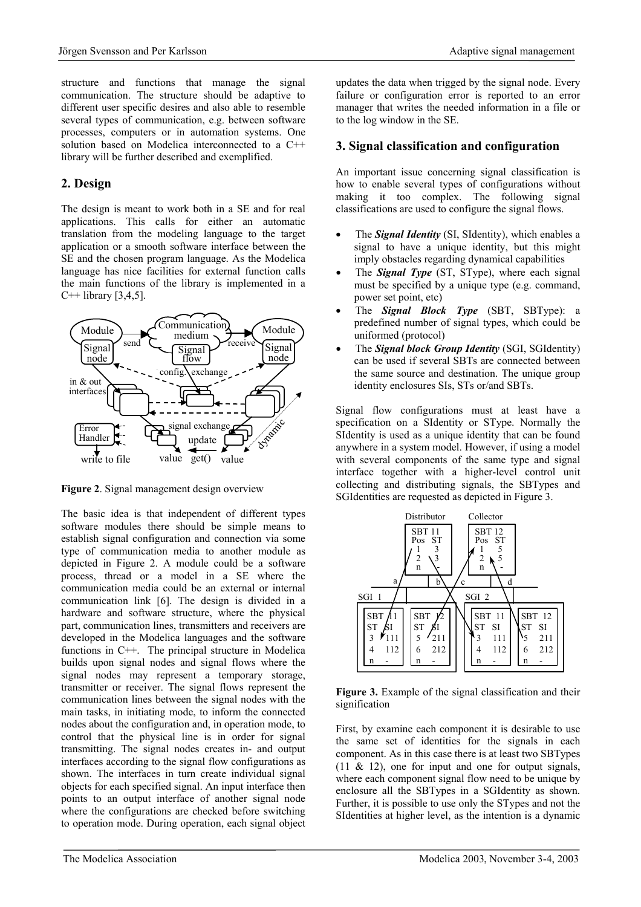structure and functions that manage the signal communication. The structure should be adaptive to different user specific desires and also able to resemble several types of communication, e.g. between software processes, computers or in automation systems. One solution based on Modelica interconnected to a C++ library will be further described and exemplified.

## 2. Design

The design is meant to work both in a SE and for real applications. This calls for either an automatic translation from the modeling language to the target application or a smooth software interface between the SE and the chosen program language. As the Modelica language has nice facilities for external function calls the main functions of the library is implemented in a C++ library [3,4,5].

**Figure 2**. Signal management design overview

The basic idea is that independent of different types software modules there should be simple means to establish signal configuration and connection via some type of communication media to another module as depicted in Figure 2. A module could be a software process, thread or a model in a SE where the communication media could be an external or internal communication link [6]. The design is divided in a hardware and software structure, where the physical part, communication lines, transmitters and receivers are developed in the Modelica languages and the software functions in C++. The principal structure in Modelica builds upon signal nodes and signal flows where the signal nodes may represent a temporary storage, transmitter or receiver. The signal flows represent the communication lines between the signal nodes with the main tasks, in initiating mode, to inform the connected nodes about the configuration and, in operation mode, to control that the physical line is in order for signal transmitting. The signal nodes creates in- and output interfaces according to the signal flow configurations as shown. The interfaces in turn create individual signal objects for each specified signal. An input interface then points to an output interface of another signal node where the configurations are checked before switching to operation mode. During operation, each signal object updates the data when trigged by the signal node. Every failure or configuration error is reported to an error manager that writes the needed information in a file or to the log window in the SE.

## 3. Signal classification and configuration

An important issue concerning signal classification is how to enable several types of configurations without making it too complex. The following signal classifications are used to configure the signal flows.

- The ***Signal Identity*** (SI, SIdentity), which enables a signal to have a unique identity, but this might imply obstacles regarding dynamical capabilities
- The ***Signal Type*** (ST, SType), where each signal must be specified by a unique type (e.g. command, power set point, etc)
- The ***Signal Block Type*** (SBT, SBType): a predefined number of signal types, which could be uniformed (protocol)
- The ***Signal block Group Identity*** (SGI, SGIdentity) can be used if several SBTs are connected between the same source and destination. The unique group identity enclosures SIs, STs or/and SBTs.

Signal flow configurations must at least have a specification on a SIdentity or SType. Normally the SIdentity is used as a unique identity that can be found anywhere in a system model. However, if using a model with several components of the same type and signal interface together with a higher-level control unit collecting and distributing signals, the SBTypes and SGIdentities are requested as depicted in Figure 3.

**Figure 3.** Example of the signal classification and their signification

First, by examine each component it is desirable to use the same set of identities for the signals in each component. As in this case there is at least two SBTypes (11 & 12), one for input and one for output signals, where each component signal flow need to be unique by enclosure all the SBTypes in a SGIdentity as shown. Further, it is possible to use only the STypes and not the SIdentities at higher level, as the intention is a dynamic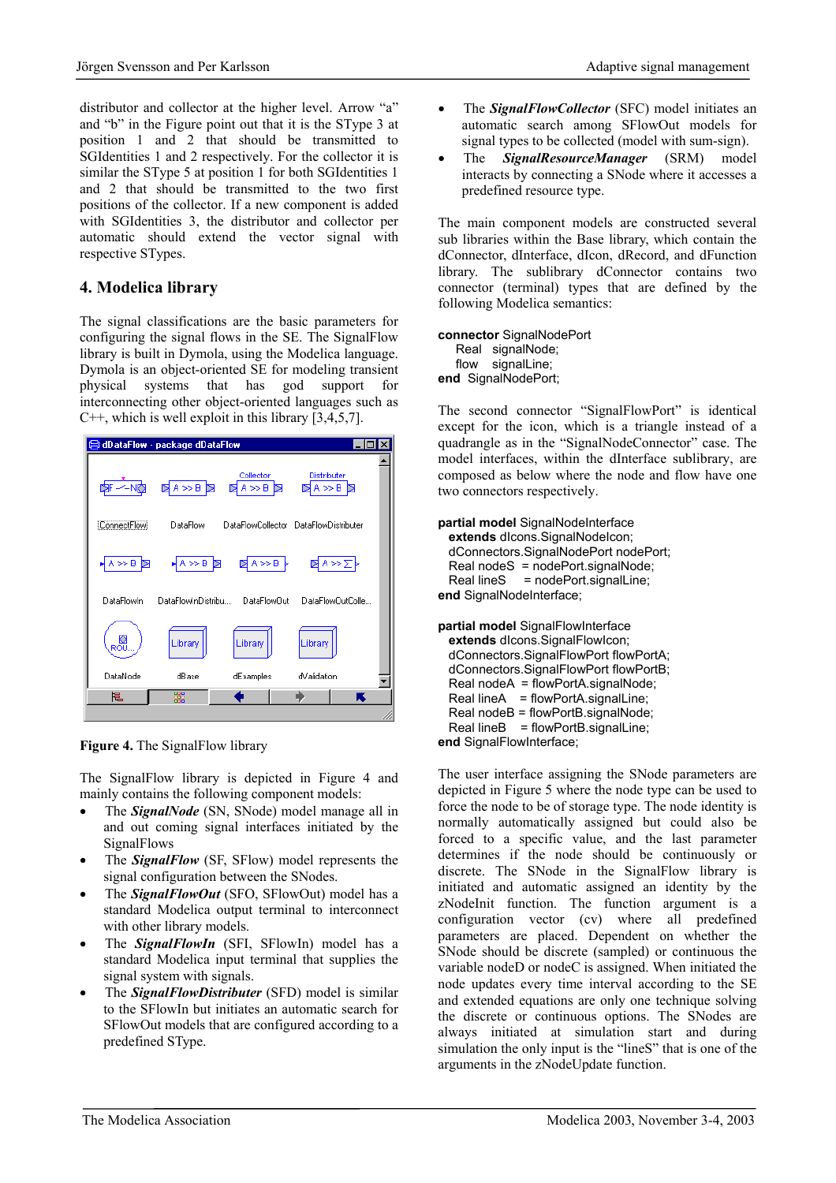distributor and collector at the higher level. Arrow "a" and "b" in the Figure point out that it is the SType 3 at position 1 and 2 that should be transmitted to SGIdentities 1 and 2 respectively. For the collector it is similar the SType 5 at position 1 for both SGIdentities 1 and 2 that should be transmitted to the two first positions of the collector. If a new component is added with SGIdentities 3, the distributor and collector per automatic should extend the vector signal with respective STypes.

## 4. Modelica library

The signal classifications are the basic parameters for configuring the signal flows in the SE. The SignalFlow library is built in Dymola, using the Modelica language. Dymola is an object-oriented SE for modeling transient physical systems that has god support for interconnecting other object-oriented languages such as C++, which is well exploit in this library [3,4,5,7].

**Figure 4.** The SignalFlow library

The SignalFlow library is depicted in Figure 4 and mainly contains the following component models:

- The ***SignalNode*** (SN, SNode) model manage all in and out coming signal interfaces initiated by the SignalFlows
- The ***SignalFlow*** (SF, SFlow) model represents the signal configuration between the SNodes.
- The ***SignalFlowOut*** (SFO, SFlowOut) model has a standard Modelica output terminal to interconnect with other library models.
- The ***SignalFlowIn*** (SFI, SFlowIn) model has a standard Modelica input terminal that supplies the signal system with signals.
- The ***SignalFlowDistributer*** (SFD) model is similar to the SFlowIn but initiates an automatic search for SFlowOut models that are configured according to a predefined SType.
- The ***SignalFlowCollector*** (SFC) model initiates an automatic search among SFlowOut models for signal types to be collected (model with sum-sign).
- The ***SignalResourceManager*** (SRM) model interacts by connecting a SNode where it accesses a predefined resource type.

The main component models are constructed several sub libraries within the Base library, which contain the dConnector, dInterface, dIcon, dRecord, and dFunction library. The sublibrary dConnector contains two connector (terminal) types that are defined by the following Modelica semantics:

```
connector SignalNodePort
   Real   signalNode;
   flow   signalLine;
end  SignalNodePort;
```

The second connector "SignalFlowPort" is identical except for the icon, which is a triangle instead of a quadrangle as in the "SignalNodeConnector" case. The model interfaces, within the dInterface sublibrary, are composed as below where the node and flow have one two connectors respectively.

```
partial model SignalNodeInterface
  extends dIcons.SignalNodeIcon;
  dConnectors.SignalNodePort nodePort;
  Real nodeS  = nodePort.signalNode;
  Real lineS    = nodePort.signalLine;
end SignalNodeInterface;

partial model SignalFlowInterface
  extends dIcons.SignalFlowIcon;
  dConnectors.SignalFlowPort flowPortA;
  dConnectors.SignalFlowPort flowPortB;
  Real nodeA  = flowPortA.signalNode;
  Real lineA    = flowPortA.signalLine;
  Real nodeB  = flowPortB.signalNode;
  Real lineB    = flowPortB.signalLine;
end SignalFlowInterface;
```

The user interface assigning the SNode parameters are depicted in Figure 5 where the node type can be used to force the node to be of storage type. The node identity is normally automatically assigned but could also be forced to a specific value, and the last parameter determines if the node should be continuously or discrete. The SNode in the SignalFlow library is initiated and automatic assigned an identity by the zNodeInit function. The function argument is a configuration vector (cv) where all predefined parameters are placed. Dependent on whether the SNode should be discrete (sampled) or continuous the variable nodeD or nodeC is assigned. When initiated the node updates every time interval according to the SE and extended equations are only one technique solving the discrete or continuous options. The SNodes are always initiated at simulation start and during simulation the only input is the "lineS" that is one of the arguments in the zNodeUpdate function.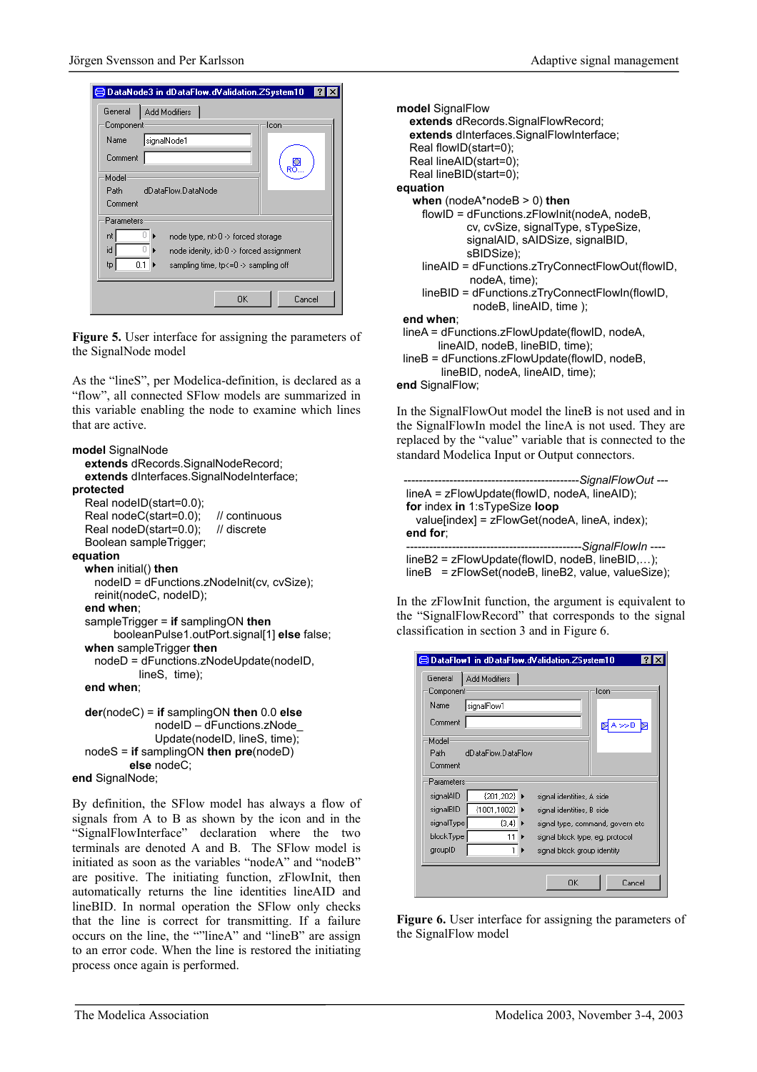Figure 5. User interface for assigning the parameters of the SignalNode model

As the "lineS", per Modelica-definition, is declared as a "flow", all connected SFlow models are summarized in this variable enabling the node to examine which lines that are active.

```
model SignalNode
  extends dRecords.SignalNodeRecord;
  extends dInterfaces.SignalNodeInterface;
protected
  Real nodeID(start=0.0);
  Real nodeC(start=0.0);    // continuous
  Real nodeD(start=0.0);    // discrete
  Boolean sampleTrigger;
equation
  when initial() then
    nodeID = dFunctions.zNodeInit(cv, cvSize);
    reinit(nodeC, nodeID);
  end when;
  sampleTrigger = if samplingON then
        booleanPulse1.outPort.signal[1] else false;
  when sampleTrigger then
    nodeD = dFunctions.zNodeUpdate(nodeID,
              lineS,  time);
  end when;

  der(nodeC) = if samplingON then 0.0 else
               nodeID – dFunctions.zNode_
               Update(nodeID, lineS, time);
  nodeS = if samplingON then pre(nodeD)
          else nodeC;
end SignalNode;
```

By definition, the SFlow model has always a flow of signals from A to B as shown by the icon and in the "SignalFlowInterface" declaration where the two terminals are denoted A and B. The SFlow model is initiated as soon as the variables "nodeA" and "nodeB" are positive. The initiating function, zFlowInit, then automatically returns the line identities lineAID and lineBID. In normal operation the SFlow only checks that the line is correct for transmitting. If a failure occurs on the line, the ""lineA" and "lineB" are assign to an error code. When the line is restored the initiating process once again is performed.

```
model SignalFlow
  extends dRecords.SignalFlowRecord;
  extends dInterfaces.SignalFlowInterface;
  Real flowID(start=0);
  Real lineAID(start=0);
  Real lineBID(start=0);
equation
  when (nodeA*nodeB > 0) then
    flowID = dFunctions.zFlowInit(nodeA, nodeB,
               cv, cvSize, signalType, sTypeSize,
               signalAID, sAIDSize, signalBID,
               sBIDSize);
    lineAID = dFunctions.zTryConnectFlowOut(flowID,
               nodeA, time);
    lineBID = dFunctions.zTryConnectFlowIn(flowID,
               nodeB, lineAID, time );
  end when;
  lineA = dFunctions.zFlowUpdate(flowID, nodeA,
            lineAID, nodeB, lineBID, time);
  lineB = dFunctions.zFlowUpdate(flowID, nodeB,
            lineBID, nodeA, lineAID, time);
end SignalFlow;
```

In the SignalFlowOut model the lineB is not used and in the SignalFlowIn model the lineA is not used. They are replaced by the "value" variable that is connected to the standard Modelica Input or Output connectors.

```
----------------------------------------------SignalFlowOut ---
lineA = zFlowUpdate(flowID, nodeA, lineAID);
for index in 1:sTypeSize loop
  value[index] = zFlowGet(nodeA, lineA, index);
end for;
-----------------------------------------------SignalFlowIn ----
lineB2 = zFlowUpdate(flowID, nodeB, lineBID,…);
lineB  = zFlowSet(nodeB, lineB2, value, valueSize);
```

In the zFlowInit function, the argument is equivalent to the "SignalFlowRecord" that corresponds to the signal classification in section 3 and in Figure 6.

Figure 6. User interface for assigning the parameters of the SignalFlow model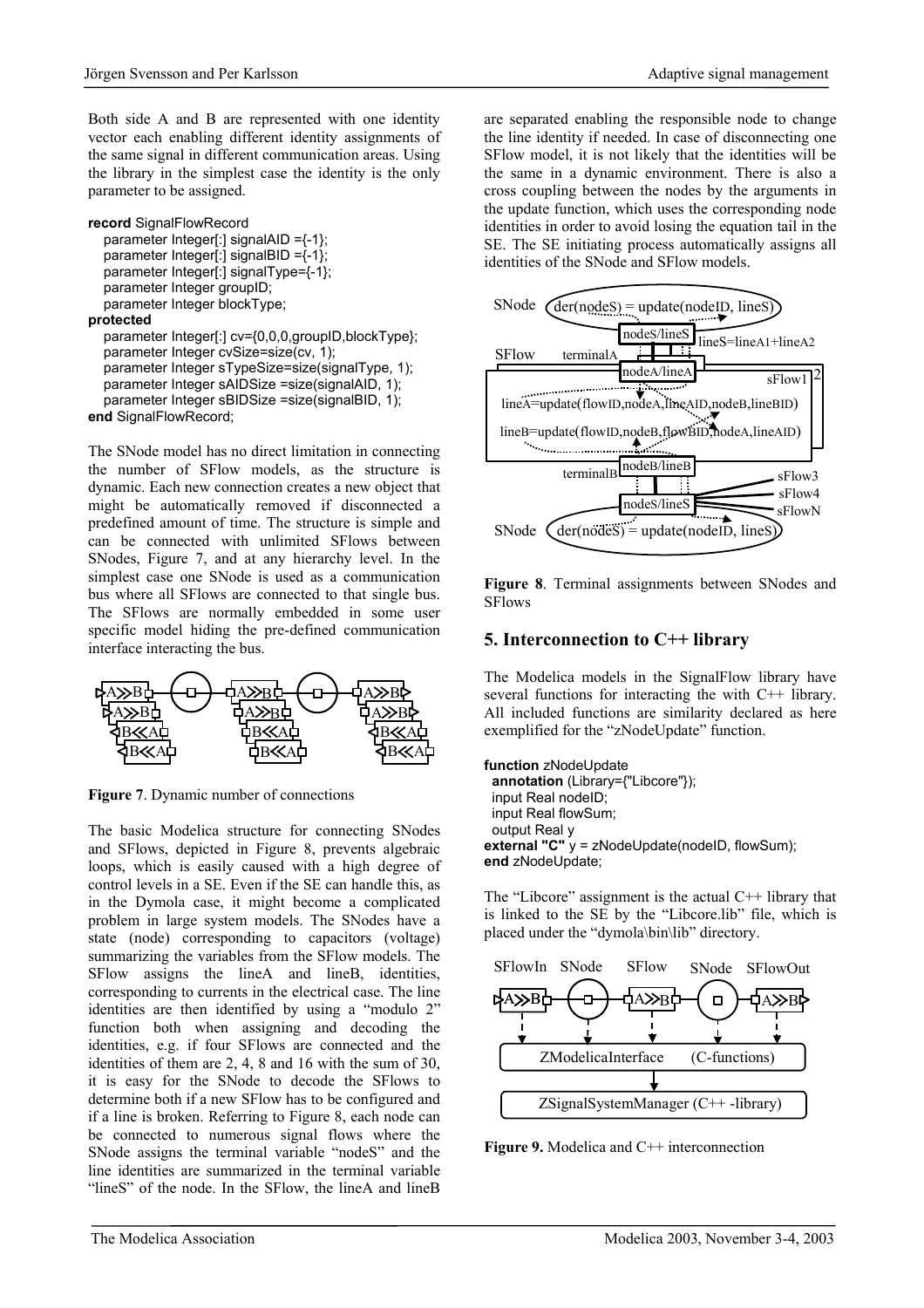Both side A and B are represented with one identity vector each enabling different identity assignments of the same signal in different communication areas. Using the library in the simplest case the identity is the only parameter to be assigned.

```
record SignalFlowRecord
   parameter Integer[:] signalAID ={-1};
   parameter Integer[:] signalBID ={-1};
   parameter Integer[:] signalType={-1};
   parameter Integer groupID;
   parameter Integer blockType;
protected
   parameter Integer[:] cv={0,0,0,groupID,blockType};
   parameter Integer cvSize=size(cv, 1);
   parameter Integer sTypeSize=size(signalType, 1);
   parameter Integer sAIDSize =size(signalAID, 1);
   parameter Integer sBIDSize =size(signalBID, 1);
end SignalFlowRecord;
```

The SNode model has no direct limitation in connecting the number of SFlow models, as the structure is dynamic. Each new connection creates a new object that might be automatically removed if disconnected a predefined amount of time. The structure is simple and can be connected with unlimited SFlows between SNodes, Figure 7, and at any hierarchy level. In the simplest case one SNode is used as a communication bus where all SFlows are connected to that single bus. The SFlows are normally embedded in some user specific model hiding the pre-defined communication interface interacting the bus.

**Figure 7**. Dynamic number of connections

The basic Modelica structure for connecting SNodes and SFlows, depicted in Figure 8, prevents algebraic loops, which is easily caused with a high degree of control levels in a SE. Even if the SE can handle this, as in the Dymola case, it might become a complicated problem in large system models. The SNodes have a state (node) corresponding to capacitors (voltage) summarizing the variables from the SFlow models. The SFlow assigns the lineA and lineB, identities, corresponding to currents in the electrical case. The line identities are then identified by using a "modulo 2" function both when assigning and decoding the identities, e.g. if four SFlows are connected and the identities of them are 2, 4, 8 and 16 with the sum of 30, it is easy for the SNode to decode the SFlows to determine both if a new SFlow has to be configured and if a line is broken. Referring to Figure 8, each node can be connected to numerous signal flows where the SNode assigns the terminal variable "nodeS" and the line identities are summarized in the terminal variable "lineS" of the node. In the SFlow, the lineA and lineB are separated enabling the responsible node to change the line identity if needed. In case of disconnecting one SFlow model, it is not likely that the identities will be the same in a dynamic environment. There is also a cross coupling between the nodes by the arguments in the update function, which uses the corresponding node identities in order to avoid losing the equation tail in the SE. The SE initiating process automatically assigns all identities of the SNode and SFlow models.

**Figure 8**. Terminal assignments between SNodes and SFlows

## 5. Interconnection to C++ library

The Modelica models in the SignalFlow library have several functions for interacting the with C++ library. All included functions are similarity declared as here exemplified for the "zNodeUpdate" function.

```
function zNodeUpdate
  annotation (Library={"Libcore"});
  input Real nodeID;
  input Real flowSum;
  output Real y
external "C" y = zNodeUpdate(nodeID, flowSum);
end zNodeUpdate;
```

The "Libcore" assignment is the actual C++ library that is linked to the SE by the "Libcore.lib" file, which is placed under the "dymola\bin\lib" directory.

**Figure 9.** Modelica and C++ interconnection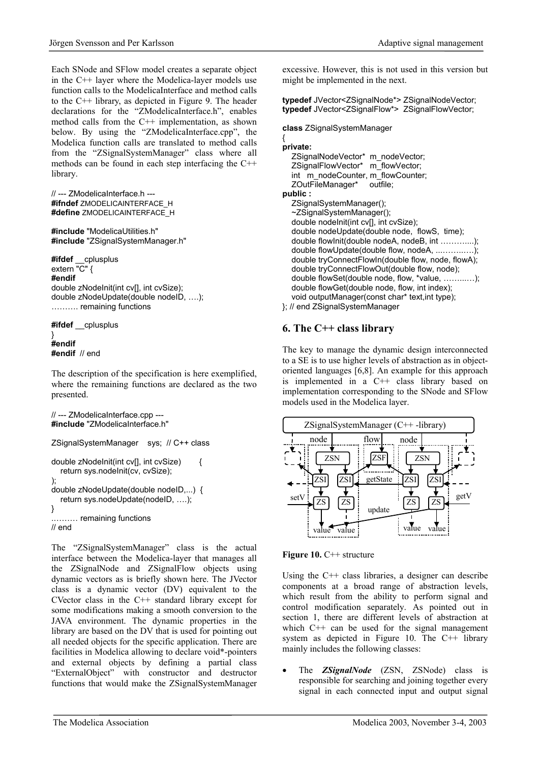Each SNode and SFlow model creates a separate object in the C++ layer where the Modelica-layer models use function calls to the ModelicaInterface and method calls to the C++ library, as depicted in Figure 9. The header declarations for the "ZModelicaInterface.h", enables method calls from the C++ implementation, as shown below. By using the "ZModelicaInterface.cpp", the Modelica function calls are translated to method calls from the "ZSignalSystemManager" class where all methods can be found in each step interfacing the C++ library.

```
// --- ZModelicaInterface.h ---
#ifndef ZMODELICAINTERFACE_H
#define ZMODELICAINTERFACE_H

#include "ModelicaUtilities.h"
#include "ZSignalSystemManager.h"

#ifdef __cplusplus
extern "C" {
#endif
double zNodeInit(int cv[], int cvSize);
double zNodeUpdate(double nodeID, ….);
………. remaining functions

#ifdef __cplusplus
}
#endif
#endif  // end
```

The description of the specification is here exemplified, where the remaining functions are declared as the two presented.

```
// --- ZModelicaInterface.cpp ---
#include "ZModelicaInterface.h"

ZSignalSystemManager    sys;  // C++ class

double zNodeInit(int cv[], int cvSize)       {
   return sys.nodeInit(cv, cvSize);
);
double zNodeUpdate(double nodeID,...)  {
   return sys.nodeUpdate(nodeID, ….);
}
..……… remaining functions
// end
```

The "ZSignalSystemManager" class is the actual interface between the Modelica-layer that manages all the ZSignalNode and ZSignalFlow objects using dynamic vectors as is briefly shown here. The JVector class is a dynamic vector (DV) equivalent to the CVector class in the C++ standard library except for some modifications making a smooth conversion to the JAVA environment. The dynamic properties in the library are based on the DV that is used for pointing out all needed objects for the specific application. There are facilities in Modelica allowing to declare void*-pointers and external objects by defining a partial class "ExternalObject" with constructor and destructor functions that would make the ZSignalSystemManager excessive. However, this is not used in this version but might be implemented in the next.

```
typedef JVector<ZSignalNode*> ZSignalNodeVector;
typedef JVector<ZSignalFlow*>  ZSignalFlowVector;

class ZSignalSystemManager
{
private:
   ZSignalNodeVector*  m_nodeVector;
   ZSignalFlowVector*   m_flowVector;
   int   m_nodeCounter, m_flowCounter;
   ZOutFileManager*     outfile;
public :
   ZSignalSystemManager();
   ~ZSignalSystemManager();
   double nodeInit(int cv[], int cvSize);
   double nodeUpdate(double node,  flowS,  time);
   double flowInit(double nodeA, nodeB, int ………...);
   double flowUpdate(double flow, nodeA, ..……..…);
   double tryConnectFlowIn(double flow, node, flowA);
   double tryConnectFlowOut(double flow, node);
   double flowSet(double node, flow, *value, ……..…);
   double flowGet(double node, flow, int index);
   void outputManager(const char* text,int type);
}; // end ZSignalSystemManager
```

## 6. The C++ class library

The key to manage the dynamic design interconnected to a SE is to use higher levels of abstraction as in object-oriented languages [6,8]. An example for this approach is implemented in a C++ class library based on implementation corresponding to the SNode and SFlow models used in the Modelica layer.

**Figure 10.** C++ structure

Using the C++ class libraries, a designer can describe components at a broad range of abstraction levels, which result from the ability to perform signal and control modification separately. As pointed out in section 1, there are different levels of abstraction at which C++ can be used for the signal management system as depicted in Figure 10. The C++ library mainly includes the following classes:

- The ***ZSignalNode*** (ZSN, ZSNode) class is responsible for searching and joining together every signal in each connected input and output signal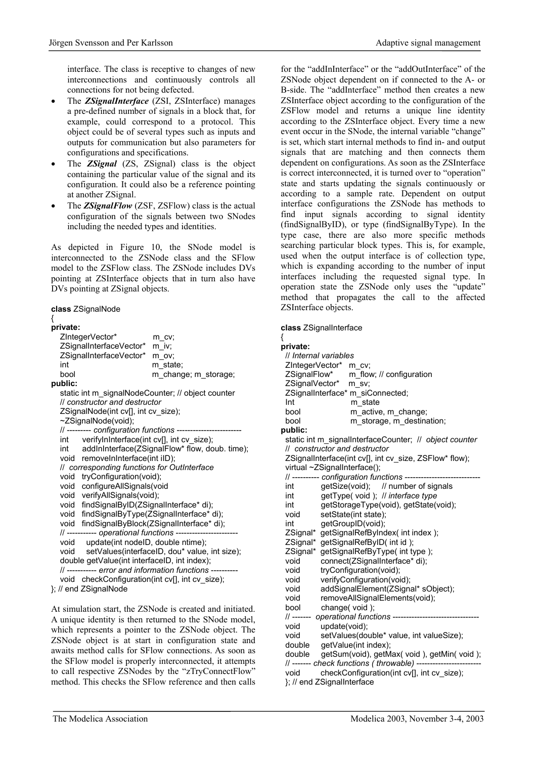interface. The class is receptive to changes of new interconnections and continuously controls all connections for not being defected.

- The ***ZSignalInterface*** (ZSI, ZSInterface) manages a pre-defined number of signals in a block that, for example, could correspond to a protocol. This object could be of several types such as inputs and outputs for communication but also parameters for configurations and specifications.
- The ***ZSignal*** (ZS, ZSignal) class is the object containing the particular value of the signal and its configuration. It could also be a reference pointing at another ZSignal.
- The ***ZSignalFlow*** (ZSF, ZSFlow) class is the actual configuration of the signals between two SNodes including the needed types and identities.

As depicted in Figure 10, the SNode model is interconnected to the ZSNode class and the SFlow model to the ZSFlow class. The ZSNode includes DVs pointing at ZSInterface objects that in turn also have DVs pointing at ZSignal objects.

```
class ZSignalNode
{
private:
   ZIntegerVector*          m_cv;
   ZSignalInterfaceVector*  m_iv;
   ZSignalInterfaceVector*  m_ov;
   int                      m_state;
   bool                     m_change; m_storage;
public:
   static int m_signalNodeCounter; // object counter
   // constructor and destructor
   ZSignalNode(int cv[], int cv_size);
   ~ZSignalNode(void);
   // --------- configuration functions ------------------------
   int    verifyInInterface(int cv[], int cv_size);
   int    addInInterface(ZSignalFlow* flow, doub. time);
   void   removeInInterface(int iID);
   //  corresponding functions for OutInterface
   void   tryConfiguration(void);
   void   configureAllSignals(void
   void   verifyAllSignals(void);
   void   findSignalByID(ZSignalInterface* di);
   void   findSignalByType(ZSignalInterface* di);
   void   findSignalByBlock(ZSignalInterface* di);
   // ----------- operational functions -----------------------
   void    update(int nodeID, double ntime);
   void    setValues(interfaceID, dou* value, int size);
   double getValue(int interfaceID, int index);
   // ----------- error and information functions ----------
   void   checkConfiguration(int cv[], int cv_size);
}; // end ZSignalNode
```

At simulation start, the ZSNode is created and initiated. A unique identity is then returned to the SNode model, which represents a pointer to the ZSNode object. The ZSNode object is at start in configuration state and awaits method calls for SFlow connections. As soon as the SFlow model is properly interconnected, it attempts to call respective ZSNodes by the "zTryConnectFlow" method. This checks the SFlow reference and then calls for the "addInInterface" or the "addOutInterface" of the ZSNode object dependent on if connected to the A- or B-side. The "addInterface" method then creates a new ZSInterface object according to the configuration of the ZSFlow model and returns a unique line identity according to the ZSInterface object. Every time a new event occur in the SNode, the internal variable "change" is set, which start internal methods to find in- and output signals that are matching and then connects them dependent on configurations. As soon as the ZSInterface is correct interconnected, it is turned over to "operation" state and starts updating the signals continuously or according to a sample rate. Dependent on output interface configurations the ZSNode has methods to find input signals according to signal identity (findSignalByID), or type (findSignalByType). In the type case, there are also more specific methods searching particular block types. This is, for example, used when the output interface is of collection type, which is expanding according to the number of input interfaces including the requested signal type. In operation state the ZSNode only uses the "update" method that propagates the call to the affected ZSInterface objects.

```
class ZSignalInterface
{
private:
  // Internal variables
  ZIntegerVector*   m_cv;
  ZSignalFlow*      m_flow; // configuration
  ZSignalVector*    m_sv;
  ZSignalInterface* m_siConnected;
  Int               m_state
  bool              m_active, m_change;
  bool              m_storage, m_destination;
public:
  static int m_signalInterfaceCounter;  //  object counter
  //  constructor and destructor
  ZSignalInterface(int cv[], int cv_size, ZSFlow* flow);
  virtual ~ZSignalInterface();
  // ---------- configuration functions ---------------------------
  int        getSize(void);    // number of signals
  int        getType( void );  // interface type
  int        getStorageType(void), getState(void);
  void       setState(int state);
  int        getGroupID(void);
  ZSignal*  getSignalRefByIndex( int index );
  ZSignal*  getSignalRefByID( int id );
  ZSignal*  getSignalRefByType( int type );
  void       connect(ZSignalInterface* di);
  void       tryConfiguration(void);
  void       verifyConfiguration(void);
  void       addSignalElement(ZSignal* sObject);
  void       removeAllSignalElements(void);
  bool       change( void );
  // -------  operational functions --------------------------------
  void       update(void);
  void       setValues(double* value, int valueSize);
  double     getValue(int index);
  double     getSum(void), getMax( void ), getMin( void );
  // ------- check functions ( throwable) ------------------------
  void       checkConfiguration(int cv[], int cv_size);
  }; // end ZSignalInterface
```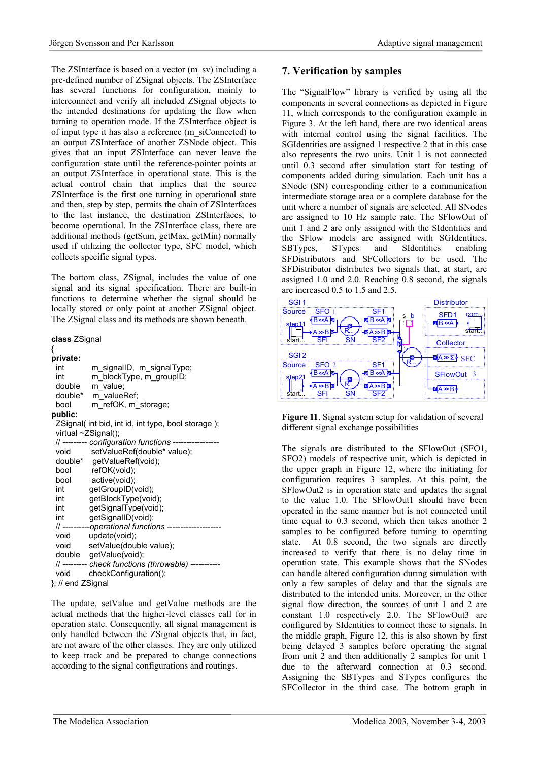The ZSInterface is based on a vector (m_sv) including a pre-defined number of ZSignal objects. The ZSInterface has several functions for configuration, mainly to interconnect and verify all included ZSignal objects to the intended destinations for updating the flow when turning to operation mode. If the ZSInterface object is of input type it has also a reference (m_siConnected) to an output ZSInterface of another ZSNode object. This gives that an input ZSInterface can never leave the configuration state until the reference-pointer points at an output ZSInterface in operational state. This is the actual control chain that implies that the source ZSInterface is the first one turning in operational state and then, step by step, permits the chain of ZSInterfaces to the last instance, the destination ZSInterfaces, to become operational. In the ZSInterface class, there are additional methods (getSum, getMax, getMin) normally used if utilizing the collector type, SFC model, which collects specific signal types.

The bottom class, ZSignal, includes the value of one signal and its signal specification. There are built-in functions to determine whether the signal should be locally stored or only point at another ZSignal object. The ZSignal class and its methods are shown beneath.

```
class ZSignal
{
private:
  int         m_signalID, m_signalType;
  int         m_blockType, m_groupID;
  double      m_value;
  double*     m_valueRef;
  bool        m_refOK, m_storage;
public:
  ZSignal( int bid, int id, int type, bool storage );
  virtual ~ZSignal();
  // --------- configuration functions -----------------
  void        setValueRef(double* value);
  double*     getValueRef(void);
  bool        refOK(void);
  bool        active(void);
  int         getGroupID(void);
  int         getBlockType(void);
  int         getSignalType(void);
  int         getSignalID(void);
  // ----------operational functions --------------------
  void        update(void);
  void        setValue(double value);
  double      getValue(void);
  // --------- check functions (throwable) -----------
  void        checkConfiguration();
}; // end ZSignal
```

The update, setValue and getValue methods are the actual methods that the higher-level classes call for in operation state. Consequently, all signal management is only handled between the ZSignal objects that, in fact, are not aware of the other classes. They are only utilized to keep track and be prepared to change connections according to the signal configurations and routings.

## 7. Verification by samples

The "SignalFlow" library is verified by using all the components in several connections as depicted in Figure 11, which corresponds to the configuration example in Figure 3. At the left hand, there are two identical areas with internal control using the signal facilities. The SGIdentities are assigned 1 respective 2 that in this case also represents the two units. Unit 1 is not connected until 0.3 second after simulation start for testing of components added during simulation. Each unit has a SNode (SN) corresponding either to a communication intermediate storage area or a complete database for the unit where a number of signals are selected. All SNodes are assigned to 10 Hz sample rate. The SFlowOut of unit 1 and 2 are only assigned with the SIdentities and the SFlow models are assigned with SGIdentities, SBTypes, STypes and SIdentities enabling SFDistributors and SFCollectors to be used. The SFDistributor distributes two signals that, at start, are assigned 1.0 and 2.0. Reaching 0.8 second, the signals are increased 0.5 to 1.5 and 2.5.

**Figure 11**. Signal system setup for validation of several different signal exchange possibilities

The signals are distributed to the SFlowOut (SFO1, SFO2) models of respective unit, which is depicted in the upper graph in Figure 12, where the initiating for configuration requires 3 samples. At this point, the SFlowOut2 is in operation state and updates the signal to the value 1.0. The SFlowOut1 should have been operated in the same manner but is not connected until time equal to 0.3 second, which then takes another 2 samples to be configured before turning to operating state. At 0.8 second, the two signals are directly increased to verify that there is no delay time in operation state. This example shows that the SNodes can handle altered configuration during simulation with only a few samples of delay and that the signals are distributed to the intended units. Moreover, in the other signal flow direction, the sources of unit 1 and 2 are constant 1.0 respectively 2.0. The SFlowOut3 are configured by SIdentities to connect these to signals. In the middle graph, Figure 12, this is also shown by first being delayed 3 samples before operating the signal from unit 2 and then additionally 2 samples for unit 1 due to the afterward connection at 0.3 second. Assigning the SBTypes and STypes configures the SFCollector in the third case. The bottom graph in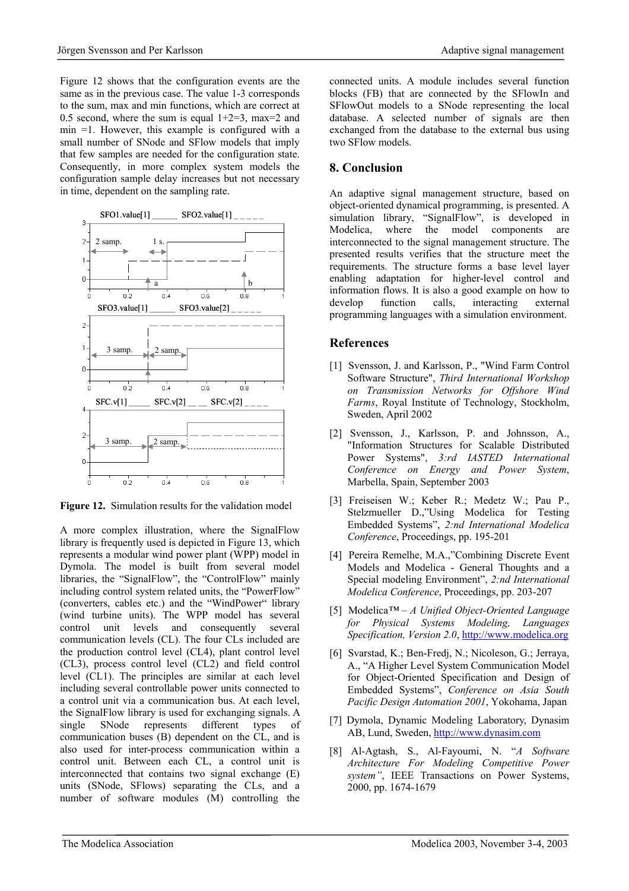Figure 12 shows that the configuration events are the same as in the previous case. The value 1-3 corresponds to the sum, max and min functions, which are correct at 0.5 second, where the sum is equal 1+2=3, max=2 and min =1. However, this example is configured with a small number of SNode and SFlow models that imply that few samples are needed for the configuration state. Consequently, in more complex system models the configuration sample delay increases but not necessary in time, dependent on the sampling rate.

**Figure 12.** Simulation results for the validation model

A more complex illustration, where the SignalFlow library is frequently used is depicted in Figure 13, which represents a modular wind power plant (WPP) model in Dymola. The model is built from several model libraries, the "SignalFlow", the "ControlFlow" mainly including control system related units, the "PowerFlow" (converters, cables etc.) and the "WindPower" library (wind turbine units). The WPP model has several control unit levels and consequently several communication levels (CL). The four CLs included are the production control level (CL4), plant control level (CL3), process control level (CL2) and field control level (CL1). The principles are similar at each level including several controllable power units connected to a control unit via a communication bus. At each level, the SignalFlow library is used for exchanging signals. A single SNode represents different types of communication buses (B) dependent on the CL, and is also used for inter-process communication within a control unit. Between each CL, a control unit is interconnected that contains two signal exchange (E) units (SNode, SFlows) separating the CLs, and a number of software modules (M) controlling the connected units. A module includes several function blocks (FB) that are connected by the SFlowIn and SFlowOut models to a SNode representing the local database. A selected number of signals are then exchanged from the database to the external bus using two SFlow models.

## 8. Conclusion

An adaptive signal management structure, based on object-oriented dynamical programming, is presented. A simulation library, "SignalFlow", is developed in Modelica, where the model components are interconnected to the signal management structure. The presented results verifies that the structure meet the requirements. The structure forms a base level layer enabling adaptation for higher-level control and information flows. It is also a good example on how to develop function calls, interacting external programming languages with a simulation environment.

## References

[1] Svensson, J. and Karlsson, P., "Wind Farm Control Software Structure", *Third International Workshop on Transmission Networks for Offshore Wind Farms*, Royal Institute of Technology, Stockholm, Sweden, April 2002

[2] Svensson, J., Karlsson, P. and Johnsson, A., "Information Structures for Scalable Distributed Power Systems", *3:rd IASTED International Conference on Energy and Power System*, Marbella, Spain, September 2003

[3] Freiseisen W.; Keber R.; Medetz W.; Pau P., Stelzmueller D.,"Using Modelica for Testing Embedded Systems", *2:nd International Modelica Conference*, Proceedings, pp. 195-201

[4] Pereira Remelhe, M.A.,"Combining Discrete Event Models and Modelica - General Thoughts and a Special modeling Environment", *2:nd International Modelica Conference*, Proceedings, pp. 203-207

[5] Modelica™ – *A Unified Object-Oriented Language for Physical Systems Modeling, Languages Specification, Version 2.0*, http://www.modelica.org

[6] Svarstad, K.; Ben-Fredj, N.; Nicoleson, G.; Jerraya, A., "A Higher Level System Communication Model for Object-Oriented Specification and Design of Embedded Systems", *Conference on Asia South Pacific Design Automation 2001*, Yokohama, Japan

[7] Dymola, Dynamic Modeling Laboratory, Dynasim AB, Lund, Sweden, http://www.dynasim.com

[8] Al-Agtash, S., Al-Fayoumi, N. "*A Software Architecture For Modeling Competitive Power system"*, IEEE Transactions on Power Systems, 2000, pp. 1674-1679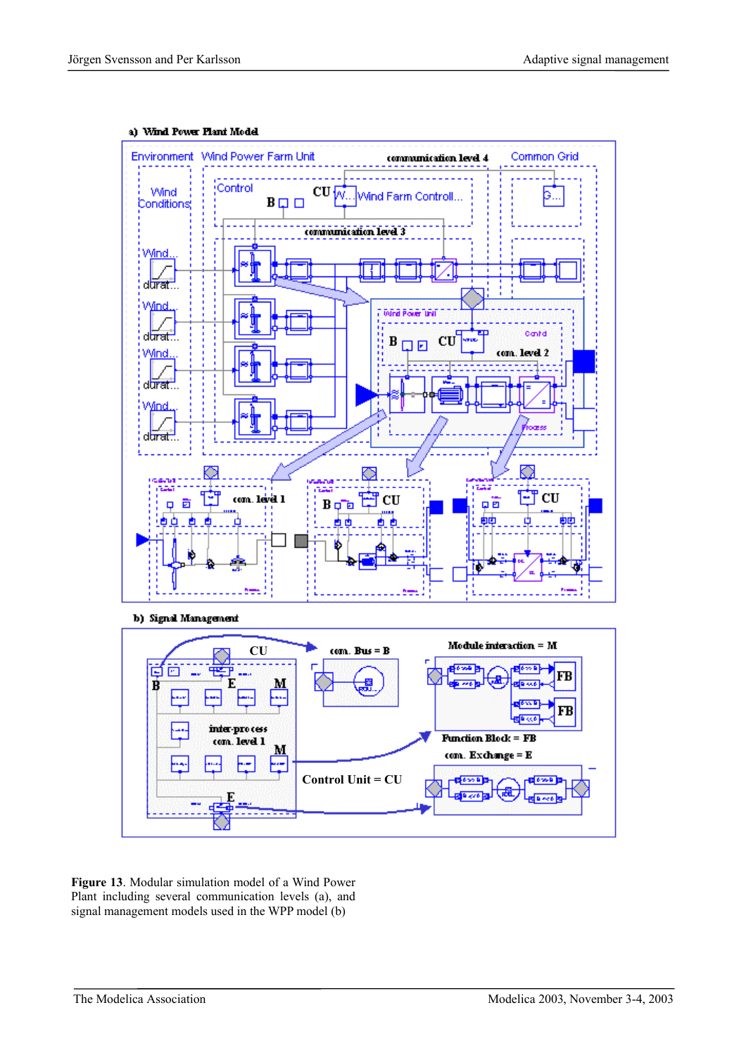a) Wind Power Plant Model

Environment
Wind Power Farm Unit
communication level 4
Common Grid
Wind Conditions
Control
CU
B
Wind Farm Controll...
communication level 3
Wind...
durat...
Wind...
durat...
Wind...
durat...
Wind...
durat...
Wind Power Unit
B
CU
Contd
com. level 2
Process
com. level 1
B
CU
CU

b) Signal Management

CU
com. Bus = B
Module interaction = M
B
E
M
FB
FB
inter-process
com. level 1
M
Function Block = FB
com. Exchange = E
Control Unit = CU
E

**Figure 13**. Modular simulation model of a Wind Power Plant including several communication levels (a), and signal management models used in the WPP model (b)